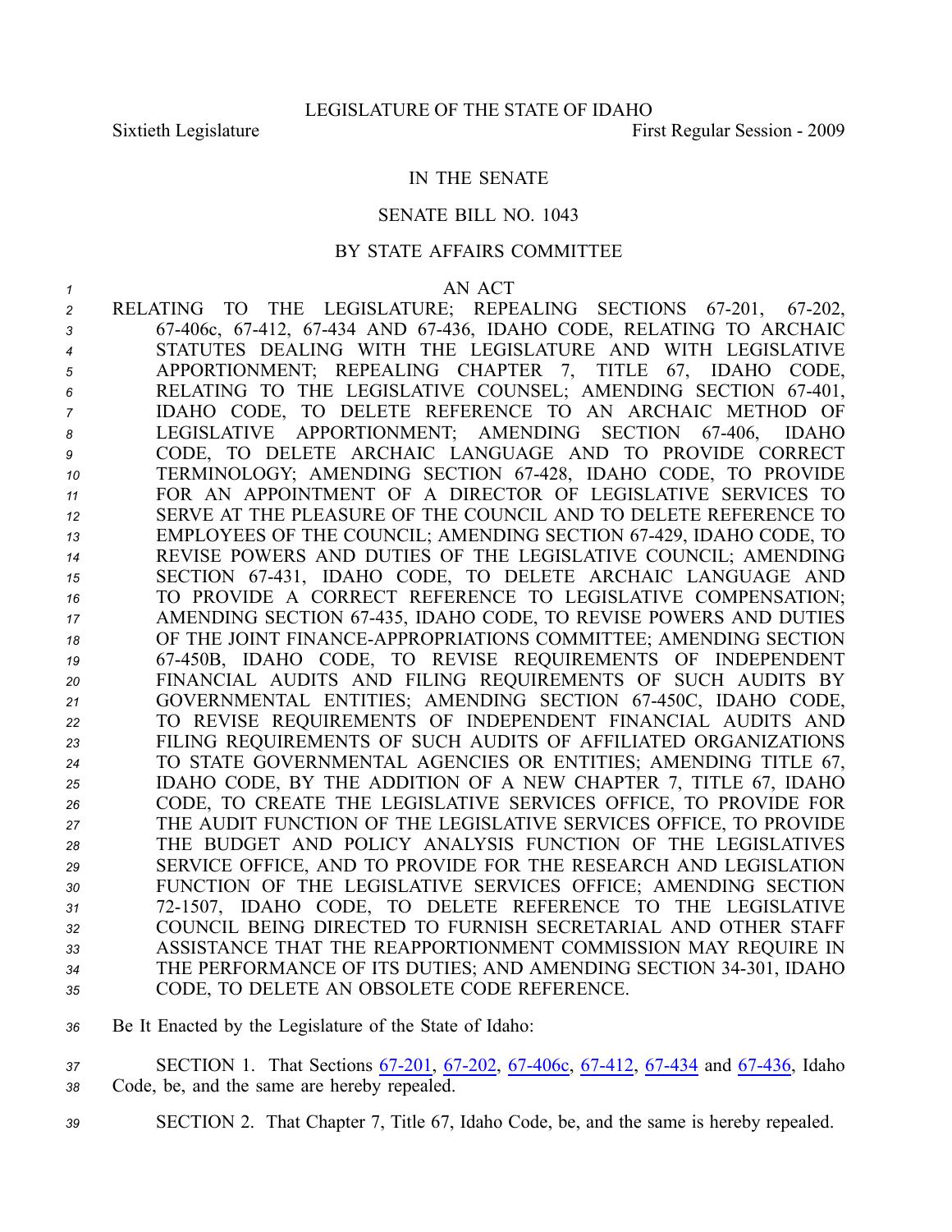LEGISLATURE OF THE STATE OF IDAHO

Sixtieth Legislature First Regular Session - 2009

IN THE SENATE

SENATE BILL NO. 1043

BY STATE AFFAIRS COMMITTEE

AN ACT

RELATING TO THE LEGISLATURE; REPEALING SECTIONS 67-201, 67-202, 67-406c, 67-412, 67-434 AND 67-436, IDAHO CODE, RELATING TO ARCHAIC STATUTES DEALING WITH THE LEGISLATURE AND WITH LEGISLATIVE APPORTIONMENT; REPEALING CHAPTER 7, TITLE 67, IDAHO CODE, RELATING TO THE LEGISLATIVE COUNSEL; AMENDING SECTION 67-401, IDAHO CODE, TO DELETE REFERENCE TO AN ARCHAIC METHOD OF LEGISLATIVE APPORTIONMENT; AMENDING SECTION 67-406, IDAHO CODE, TO DELETE ARCHAIC LANGUAGE AND TO PROVIDE CORRECT TERMINOLOGY; AMENDING SECTION 67-428, IDAHO CODE, TO PROVIDE FOR AN APPOINTMENT OF A DIRECTOR OF LEGISLATIVE SERVICES TO SERVE AT THE PLEASURE OF THE COUNCIL AND TO DELETE REFERENCE TO EMPLOYEES OF THE COUNCIL; AMENDING SECTION 67-429, IDAHO CODE, TO REVISE POWERS AND DUTIES OF THE LEGISLATIVE COUNCIL; AMENDING SECTION 67-431, IDAHO CODE, TO DELETE ARCHAIC LANGUAGE AND TO PROVIDE A CORRECT REFERENCE TO LEGISLATIVE COMPENSATION; AMENDING SECTION 67-435, IDAHO CODE, TO REVISE POWERS AND DUTIES OF THE JOINT FINANCE-APPROPRIATIONS COMMITTEE; AMENDING SECTION 67-450B, IDAHO CODE, TO REVISE REQUIREMENTS OF INDEPENDENT FINANCIAL AUDITS AND FILING REQUIREMENTS OF SUCH AUDITS BY GOVERNMENTAL ENTITIES; AMENDING SECTION 67-450C, IDAHO CODE, TO REVISE REQUIREMENTS OF INDEPENDENT FINANCIAL AUDITS AND FILING REQUIREMENTS OF SUCH AUDITS OF AFFILIATED ORGANIZATIONS TO STATE GOVERNMENTAL AGENCIES OR ENTITIES; AMENDING TITLE 67, IDAHO CODE, BY THE ADDITION OF A NEW CHAPTER 7, TITLE 67, IDAHO CODE, TO CREATE THE LEGISLATIVE SERVICES OFFICE, TO PROVIDE FOR THE AUDIT FUNCTION OF THE LEGISLATIVE SERVICES OFFICE, TO PROVIDE THE BUDGET AND POLICY ANALYSIS FUNCTION OF THE LEGISLATIVES SERVICE OFFICE, AND TO PROVIDE FOR THE RESEARCH AND LEGISLATION FUNCTION OF THE LEGISLATIVE SERVICES OFFICE; AMENDING SECTION 72-1507, IDAHO CODE, TO DELETE REFERENCE TO THE LEGISLATIVE COUNCIL BEING DIRECTED TO FURNISH SECRETARIAL AND OTHER STAFF ASSISTANCE THAT THE REAPPORTIONMENT COMMISSION MAY REQUIRE IN THE PERFORMANCE OF ITS DUTIES; AND AMENDING SECTION 34-301, IDAHO CODE, TO DELETE AN OBSOLETE CODE REFERENCE.

Be It Enacted by the Legislature of the State of Idaho:

SECTION 1. That Sections 67-201, 67-202, 67-406c, 67-412, 67-434 and 67-436, Idaho Code, be, and the same are hereby repealed.

SECTION 2. That Chapter 7, Title 67, Idaho Code, be, and the same is hereby repealed.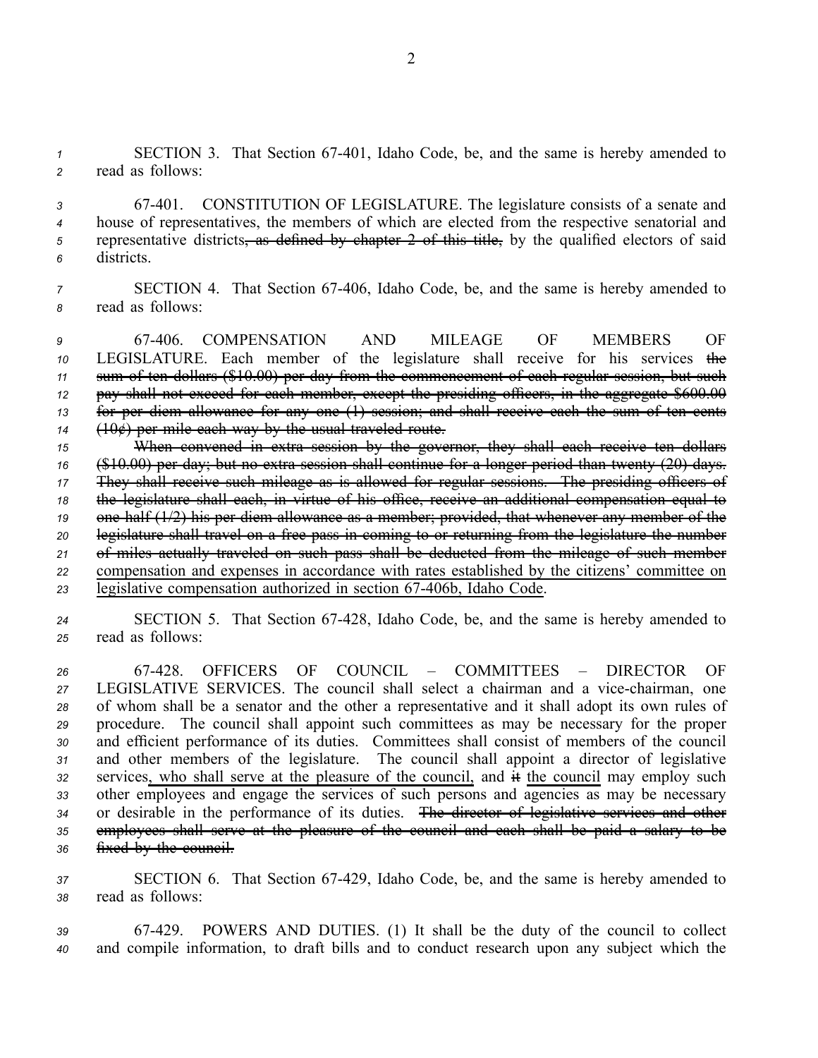SECTION 3. That Section 67-401, Idaho Code, be, and the same is hereby amended to read as follows:

67-401. CONSTITUTION OF LEGISLATURE. The legislature consists of a senate and house of representatives, the members of which are elected from the respective senatorial and representative districts~~, as defined by chapter 2 of this title,~~ by the qualified electors of said districts.

SECTION 4. That Section 67-406, Idaho Code, be, and the same is hereby amended to read as follows:

67-406. COMPENSATION AND MILEAGE OF MEMBERS OF LEGISLATURE. Each member of the legislature shall receive for his services ~~the sum of ten dollars ($10.00) per day from the commencement of each regular session, but such pay shall not exceed for each member, except the presiding officers, in the aggregate $600.00 for per diem allowance for any one (1) session; and shall receive each the sum of ten cents (10¢) per mile each way by the usual traveled route.~~

~~When convened in extra session by the governor, they shall each receive ten dollars ($10.00) per day; but no extra session shall continue for a longer period than twenty (20) days. They shall receive such mileage as is allowed for regular sessions. The presiding officers of the legislature shall each, in virtue of his office, receive an additional compensation equal to one-half (1/2) his per diem allowance as a member; provided, that whenever any member of the legislature shall travel on a free pass in coming to or returning from the legislature the number of miles actually traveled on such pass shall be deducted from the mileage of such member~~ <u>compensation and expenses in accordance with rates established by the citizens' committee on legislative compensation authorized in section 67-406b, Idaho Code</u>.

SECTION 5. That Section 67-428, Idaho Code, be, and the same is hereby amended to read as follows:

67-428. OFFICERS OF COUNCIL – COMMITTEES – DIRECTOR OF LEGISLATIVE SERVICES. The council shall select a chairman and a vice-chairman, one of whom shall be a senator and the other a representative and it shall adopt its own rules of procedure. The council shall appoint such committees as may be necessary for the proper and efficient performance of its duties. Committees shall consist of members of the council and other members of the legislature. The council shall appoint a director of legislative services<u>, who shall serve at the pleasure of the council,</u> and ~~it~~ <u>the council</u> may employ such other employees and engage the services of such persons and agencies as may be necessary or desirable in the performance of its duties. ~~The director of legislative services and other employees shall serve at the pleasure of the council and each shall be paid a salary to be fixed by the council.~~

SECTION 6. That Section 67-429, Idaho Code, be, and the same is hereby amended to read as follows:

67-429. POWERS AND DUTIES. (1) It shall be the duty of the council to collect and compile information, to draft bills and to conduct research upon any subject which the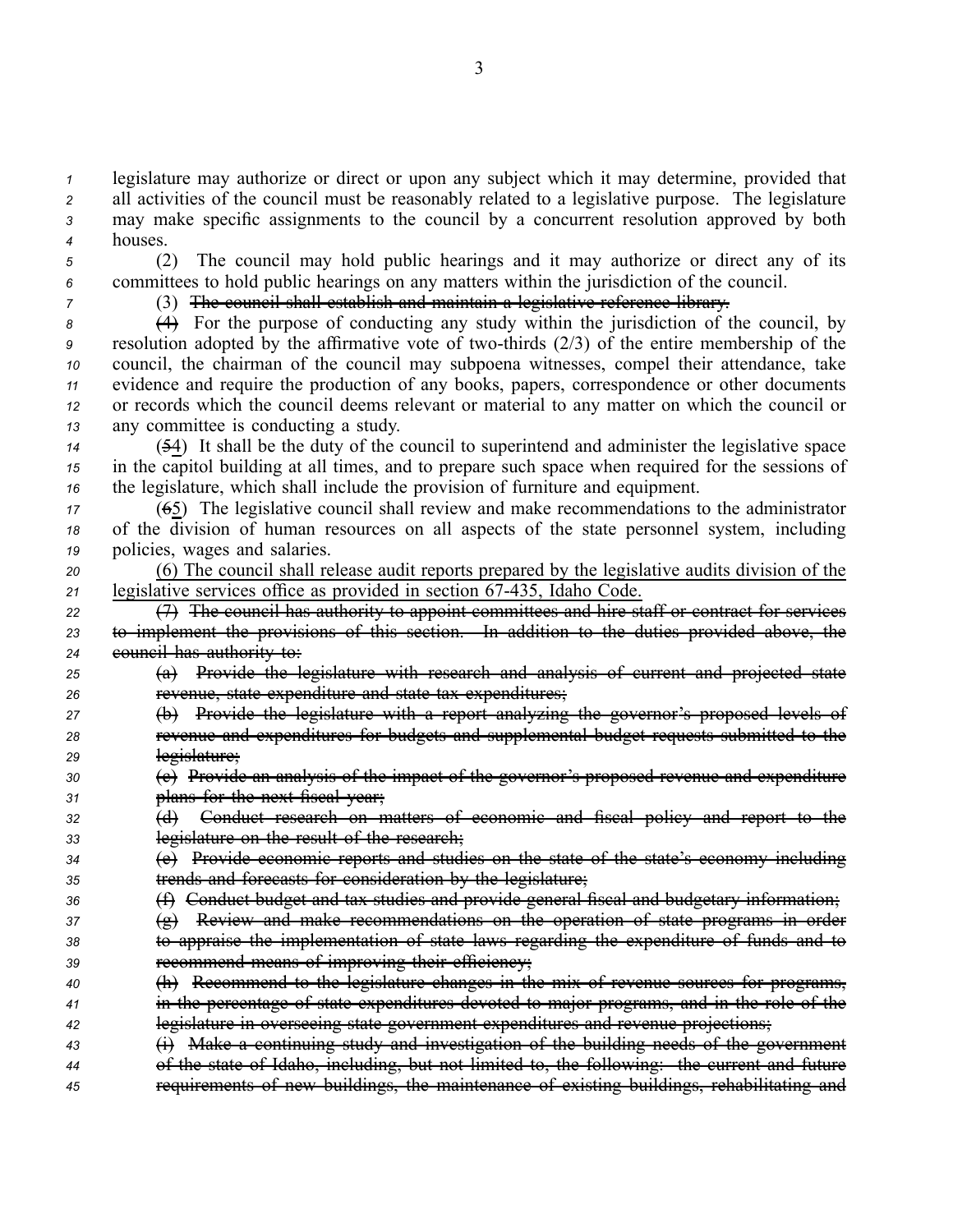legislature may authorize or direct or upon any subject which it may determine, provided that all activities of the council must be reasonably related to a legislative purpose. The legislature may make specific assignments to the council by a concurrent resolution approved by both houses.

(2) The council may hold public hearings and it may authorize or direct any of its committees to hold public hearings on any matters within the jurisdiction of the council.

(3) ~~The council shall establish and maintain a legislative reference library.~~

~~(4)~~ For the purpose of conducting any study within the jurisdiction of the council, by resolution adopted by the affirmative vote of two-thirds (2/3) of the entire membership of the council, the chairman of the council may subpoena witnesses, compel their attendance, take evidence and require the production of any books, papers, correspondence or other documents or records which the council deems relevant or material to any matter on which the council or any committee is conducting a study.

(~~5~~4) It shall be the duty of the council to superintend and administer the legislative space in the capitol building at all times, and to prepare such space when required for the sessions of the legislature, which shall include the provision of furniture and equipment.

(~~6~~5) The legislative council shall review and make recommendations to the administrator of the division of human resources on all aspects of the state personnel system, including policies, wages and salaries.

<u>(6) The council shall release audit reports prepared by the legislative audits division of the legislative services office as provided in section 67-435, Idaho Code.</u>

~~(7) The council has authority to appoint committees and hire staff or contract for services to implement the provisions of this section. In addition to the duties provided above, the council has authority to:~~

~~(a) Provide the legislature with research and analysis of current and projected state revenue, state expenditure and state tax expenditures;~~

~~(b) Provide the legislature with a report analyzing the governor's proposed levels of revenue and expenditures for budgets and supplemental budget requests submitted to the legislature;~~

~~(c) Provide an analysis of the impact of the governor's proposed revenue and expenditure plans for the next fiscal year;~~

~~(d) Conduct research on matters of economic and fiscal policy and report to the legislature on the result of the research;~~

~~(e) Provide economic reports and studies on the state of the state's economy including trends and forecasts for consideration by the legislature;~~

~~(f) Conduct budget and tax studies and provide general fiscal and budgetary information;~~

~~(g) Review and make recommendations on the operation of state programs in order to appraise the implementation of state laws regarding the expenditure of funds and to recommend means of improving their efficiency;~~

~~(h) Recommend to the legislature changes in the mix of revenue sources for programs, in the percentage of state expenditures devoted to major programs, and in the role of the legislature in overseeing state government expenditures and revenue projections;~~

~~(i) Make a continuing study and investigation of the building needs of the government of the state of Idaho, including, but not limited to, the following: the current and future requirements of new buildings, the maintenance of existing buildings, rehabilitating and~~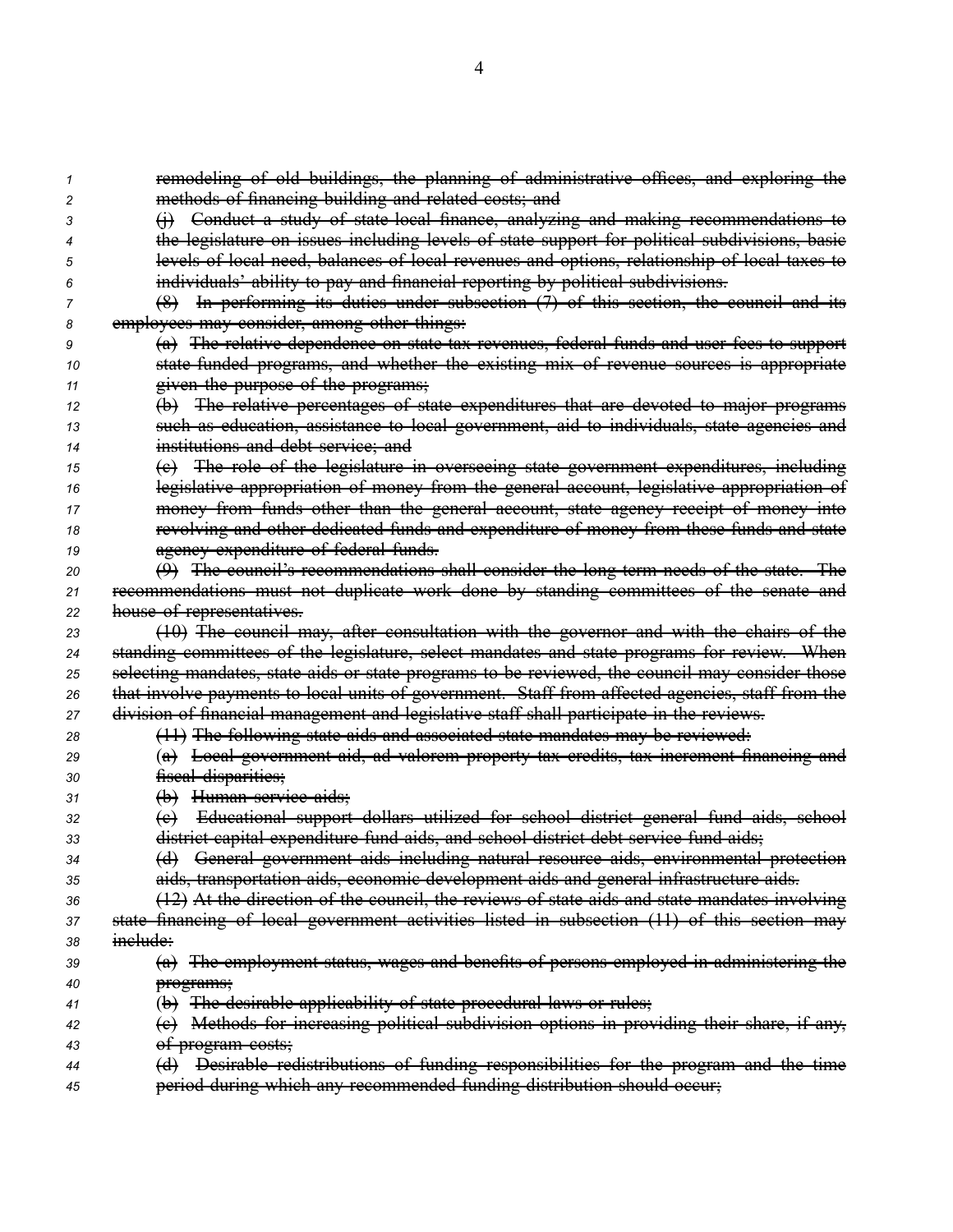~~remodeling of old buildings, the planning of administrative offices, and exploring the methods of financing building and related costs; and~~

~~(j) Conduct a study of state-local finance, analyzing and making recommendations to the legislature on issues including levels of state support for political subdivisions, basic levels of local need, balances of local revenues and options, relationship of local taxes to individuals' ability to pay and financial reporting by political subdivisions.~~

~~(8) In performing its duties under subsection (7) of this section, the council and its employees may consider, among other things:~~

~~(a) The relative dependence on state tax revenues, federal funds and user fees to support state funded programs, and whether the existing mix of revenue sources is appropriate given the purpose of the programs;~~

~~(b) The relative percentages of state expenditures that are devoted to major programs such as education, assistance to local government, aid to individuals, state agencies and institutions and debt service; and~~

~~(c) The role of the legislature in overseeing state government expenditures, including legislative appropriation of money from the general account, legislative appropriation of money from funds other than the general account, state agency receipt of money into revolving and other dedicated funds and expenditure of money from these funds and state agency expenditure of federal funds.~~

~~(9) The council's recommendations shall consider the long-term needs of the state. The recommendations must not duplicate work done by standing committees of the senate and house of representatives.~~

~~(10) The council may, after consultation with the governor and with the chairs of the standing committees of the legislature, select mandates and state programs for review. When selecting mandates, state aids or state programs to be reviewed, the council may consider those that involve payments to local units of government. Staff from affected agencies, staff from the division of financial management and legislative staff shall participate in the reviews.~~

~~(11) The following state aids and associated state mandates may be reviewed:~~

~~(a) Local government aid, ad valorem property tax credits, tax increment financing and fiscal disparities;~~

~~(b) Human service aids;~~

~~(c) Educational support dollars utilized for school district general fund aids, school district capital expenditure fund aids, and school district debt service fund aids;~~

~~(d) General government aids including natural resource aids, environmental protection aids, transportation aids, economic development aids and general infrastructure aids.~~

~~(12) At the direction of the council, the reviews of state aids and state mandates involving state financing of local government activities listed in subsection (11) of this section may include:~~

~~(a) The employment status, wages and benefits of persons employed in administering the programs;~~

~~(b) The desirable applicability of state procedural laws or rules;~~

~~(c) Methods for increasing political subdivision options in providing their share, if any, of program costs;~~

~~(d) Desirable redistributions of funding responsibilities for the program and the time period during which any recommended funding distribution should occur;~~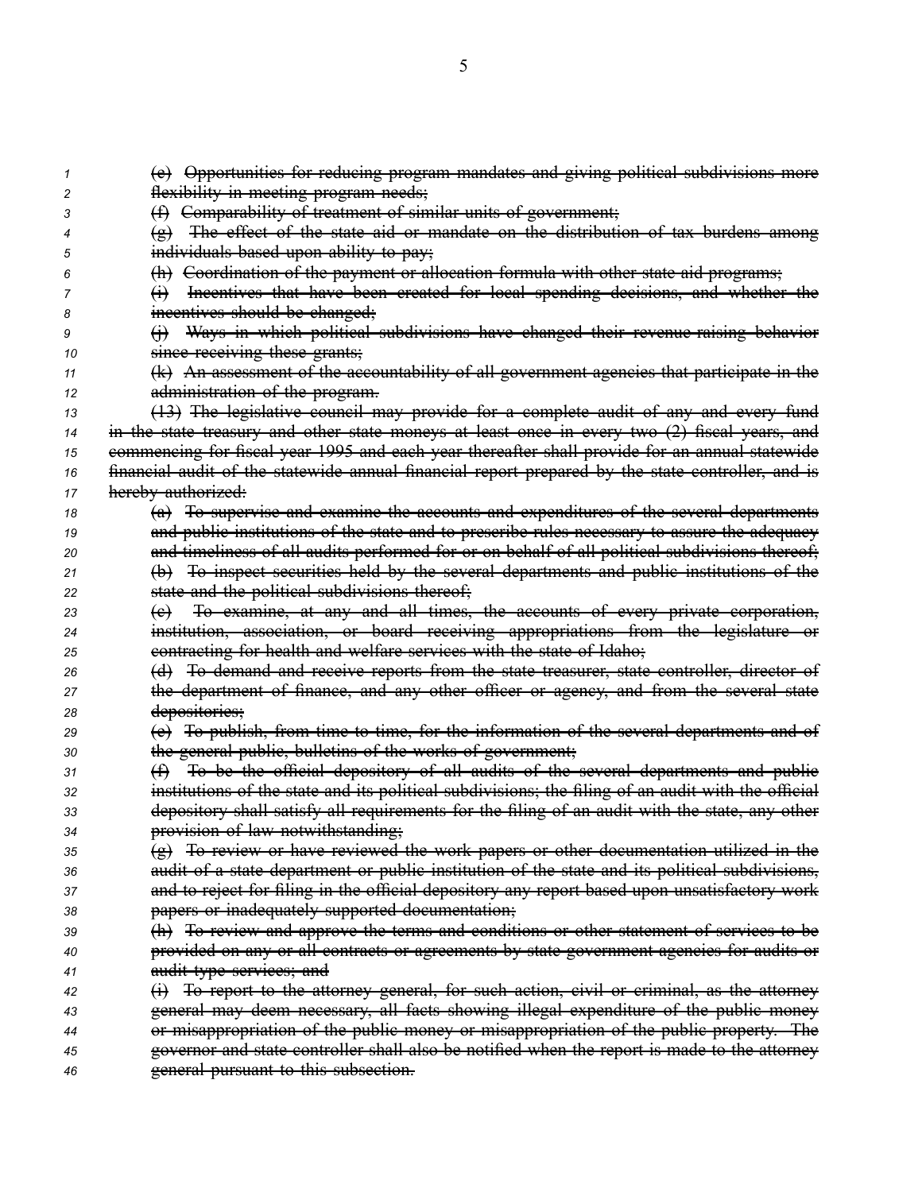~~(e) Opportunities for reducing program mandates and giving political subdivisions more flexibility in meeting program needs;~~

~~(f) Comparability of treatment of similar units of government;~~

~~(g) The effect of the state aid or mandate on the distribution of tax burdens among individuals based upon ability to pay;~~

~~(h) Coordination of the payment or allocation formula with other state aid programs;~~

~~(i) Incentives that have been created for local spending decisions, and whether the incentives should be changed;~~

~~(j) Ways in which political subdivisions have changed their revenue-raising behavior since receiving these grants;~~

~~(k) An assessment of the accountability of all government agencies that participate in the administration of the program.~~

~~(13) The legislative council may provide for a complete audit of any and every fund in the state treasury and other state moneys at least once in every two (2) fiscal years, and commencing for fiscal year 1995 and each year thereafter shall provide for an annual statewide financial audit of the statewide annual financial report prepared by the state controller, and is hereby authorized:~~

~~(a) To supervise and examine the accounts and expenditures of the several departments and public institutions of the state and to prescribe rules necessary to assure the adequacy and timeliness of all audits performed for or on behalf of all political subdivisions thereof;~~

~~(b) To inspect securities held by the several departments and public institutions of the state and the political subdivisions thereof;~~

~~(c) To examine, at any and all times, the accounts of every private corporation, institution, association, or board receiving appropriations from the legislature or contracting for health and welfare services with the state of Idaho;~~

~~(d) To demand and receive reports from the state treasurer, state controller, director of the department of finance, and any other officer or agency, and from the several state depositories;~~

~~(e) To publish, from time to time, for the information of the several departments and of the general public, bulletins of the works of government;~~

~~(f) To be the official depository of all audits of the several departments and public institutions of the state and its political subdivisions; the filing of an audit with the official depository shall satisfy all requirements for the filing of an audit with the state, any other provision of law notwithstanding;~~

~~(g) To review or have reviewed the work papers or other documentation utilized in the audit of a state department or public institution of the state and its political subdivisions, and to reject for filing in the official depository any report based upon unsatisfactory work papers or inadequately supported documentation;~~

~~(h) To review and approve the terms and conditions or other statement of services to be provided on any or all contracts or agreements by state government agencies for audits or audit-type services; and~~

~~(i) To report to the attorney general, for such action, civil or criminal, as the attorney general may deem necessary, all facts showing illegal expenditure of the public money or misappropriation of the public money or misappropriation of the public property. The governor and state controller shall also be notified when the report is made to the attorney general pursuant to this subsection.~~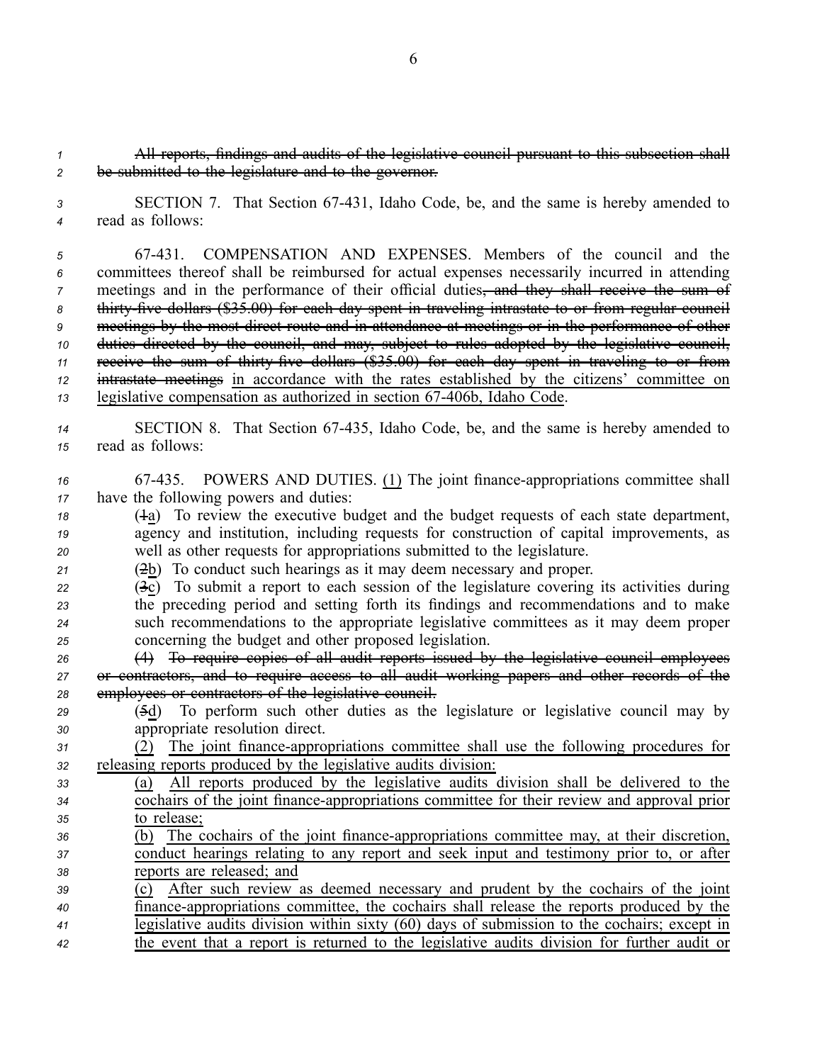~~All reports, findings and audits of the legislative council pursuant to this subsection shall be submitted to the legislature and to the governor.~~

SECTION 7. That Section 67-431, Idaho Code, be, and the same is hereby amended to read as follows:

67-431. COMPENSATION AND EXPENSES. Members of the council and the committees thereof shall be reimbursed for actual expenses necessarily incurred in attending meetings and in the performance of their official duties~~, and they shall receive the sum of thirty-five dollars ($35.00) for each day spent in traveling intrastate to or from regular council meetings by the most direct route and in attendance at meetings or in the performance of other duties directed by the council, and may, subject to rules adopted by the legislative council, receive the sum of thirty-five dollars ($35.00) for each day spent in traveling to or from intrastate meetings~~ <u>in accordance with the rates established by the citizens' committee on legislative compensation as authorized in section 67-406b, Idaho Code</u>.

SECTION 8. That Section 67-435, Idaho Code, be, and the same is hereby amended to read as follows:

67-435. POWERS AND DUTIES. <u>(1)</u> The joint finance-appropriations committee shall have the following powers and duties:

(~~1~~<u>a</u>) To review the executive budget and the budget requests of each state department, agency and institution, including requests for construction of capital improvements, as well as other requests for appropriations submitted to the legislature.

(~~2~~<u>b</u>) To conduct such hearings as it may deem necessary and proper.

(~~3~~<u>c</u>) To submit a report to each session of the legislature covering its activities during the preceding period and setting forth its findings and recommendations and to make such recommendations to the appropriate legislative committees as it may deem proper concerning the budget and other proposed legislation.

~~(4) To require copies of all audit reports issued by the legislative council employees or contractors, and to require access to all audit working papers and other records of the employees or contractors of the legislative council.~~

(~~5~~<u>d</u>) To perform such other duties as the legislature or legislative council may by appropriate resolution direct.

<u>(2) The joint finance-appropriations committee shall use the following procedures for releasing reports produced by the legislative audits division:</u>

<u>(a) All reports produced by the legislative audits division shall be delivered to the cochairs of the joint finance-appropriations committee for their review and approval prior to release;</u>

<u>(b) The cochairs of the joint finance-appropriations committee may, at their discretion, conduct hearings relating to any report and seek input and testimony prior to, or after reports are released; and</u>

<u>(c) After such review as deemed necessary and prudent by the cochairs of the joint finance-appropriations committee, the cochairs shall release the reports produced by the legislative audits division within sixty (60) days of submission to the cochairs; except in the event that a report is returned to the legislative audits division for further audit or</u>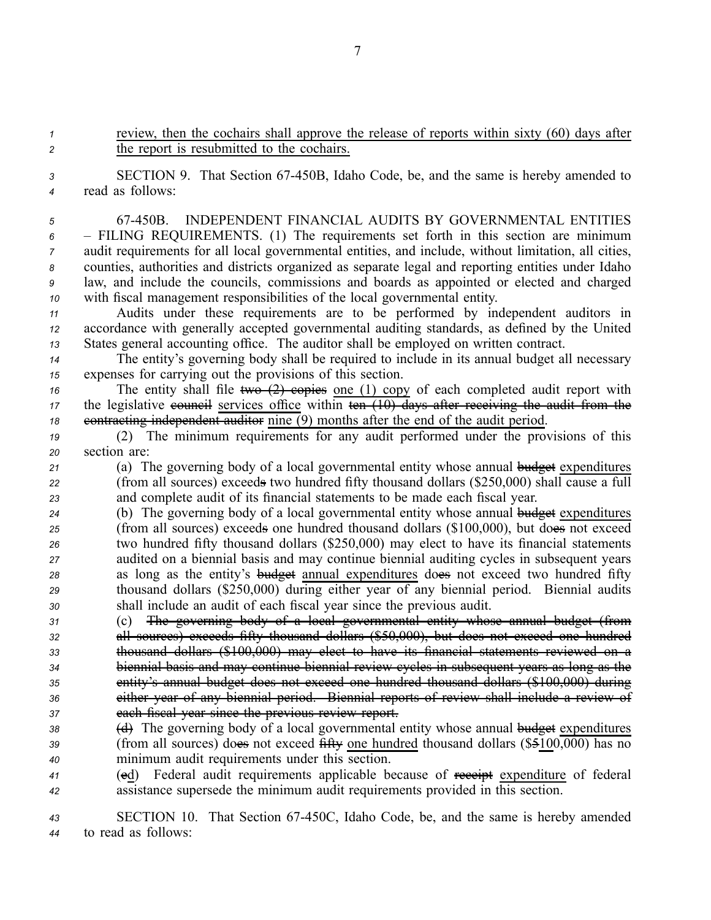review, then the cochairs shall approve the release of reports within sixty (60) days after the report is resubmitted to the cochairs.

SECTION 9. That Section 67-450B, Idaho Code, be, and the same is hereby amended to read as follows:

67-450B. INDEPENDENT FINANCIAL AUDITS BY GOVERNMENTAL ENTITIES – FILING REQUIREMENTS. (1) The requirements set forth in this section are minimum audit requirements for all local governmental entities, and include, without limitation, all cities, counties, authorities and districts organized as separate legal and reporting entities under Idaho law, and include the councils, commissions and boards as appointed or elected and charged with fiscal management responsibilities of the local governmental entity.

Audits under these requirements are to be performed by independent auditors in accordance with generally accepted governmental auditing standards, as defined by the United States general accounting office. The auditor shall be employed on written contract.

The entity's governing body shall be required to include in its annual budget all necessary expenses for carrying out the provisions of this section.

The entity shall file ~~two (2) copies~~ one (1) copy of each completed audit report with the legislative ~~council~~ services office within ~~ten (10) days after receiving the audit from the contracting independent auditor~~ nine (9) months after the end of the audit period.

(2) The minimum requirements for any audit performed under the provisions of this section are:

(a) The governing body of a local governmental entity whose annual ~~budget~~ expenditures (from all sources) exceed~~s~~ two hundred fifty thousand dollars ($250,000) shall cause a full and complete audit of its financial statements to be made each fiscal year.

(b) The governing body of a local governmental entity whose annual ~~budget~~ expenditures (from all sources) exceed~~s~~ one hundred thousand dollars ($100,000), but do~~es~~ not exceed two hundred fifty thousand dollars ($250,000) may elect to have its financial statements audited on a biennial basis and may continue biennial auditing cycles in subsequent years as long as the entity's ~~budget~~ annual expenditures do~~es~~ not exceed two hundred fifty thousand dollars ($250,000) during either year of any biennial period. Biennial audits shall include an audit of each fiscal year since the previous audit.

(c) ~~The governing body of a local governmental entity whose annual budget (from all sources) exceeds fifty thousand dollars ($50,000), but does not exceed one hundred thousand dollars ($100,000) may elect to have its financial statements reviewed on a biennial basis and may continue biennial review cycles in subsequent years as long as the entity's annual budget does not exceed one hundred thousand dollars ($100,000) during either year of any biennial period. Biennial reports of review shall include a review of each fiscal year since the previous review report.~~

~~(d)~~ The governing body of a local governmental entity whose annual ~~budget~~ expenditures (from all sources) do~~es~~ not exceed ~~fifty~~ one hundred thousand dollars ($~~5~~100,000) has no minimum audit requirements under this section.

(~~e~~d) Federal audit requirements applicable because of ~~receipt~~ expenditure of federal assistance supersede the minimum audit requirements provided in this section.

SECTION 10. That Section 67-450C, Idaho Code, be, and the same is hereby amended to read as follows: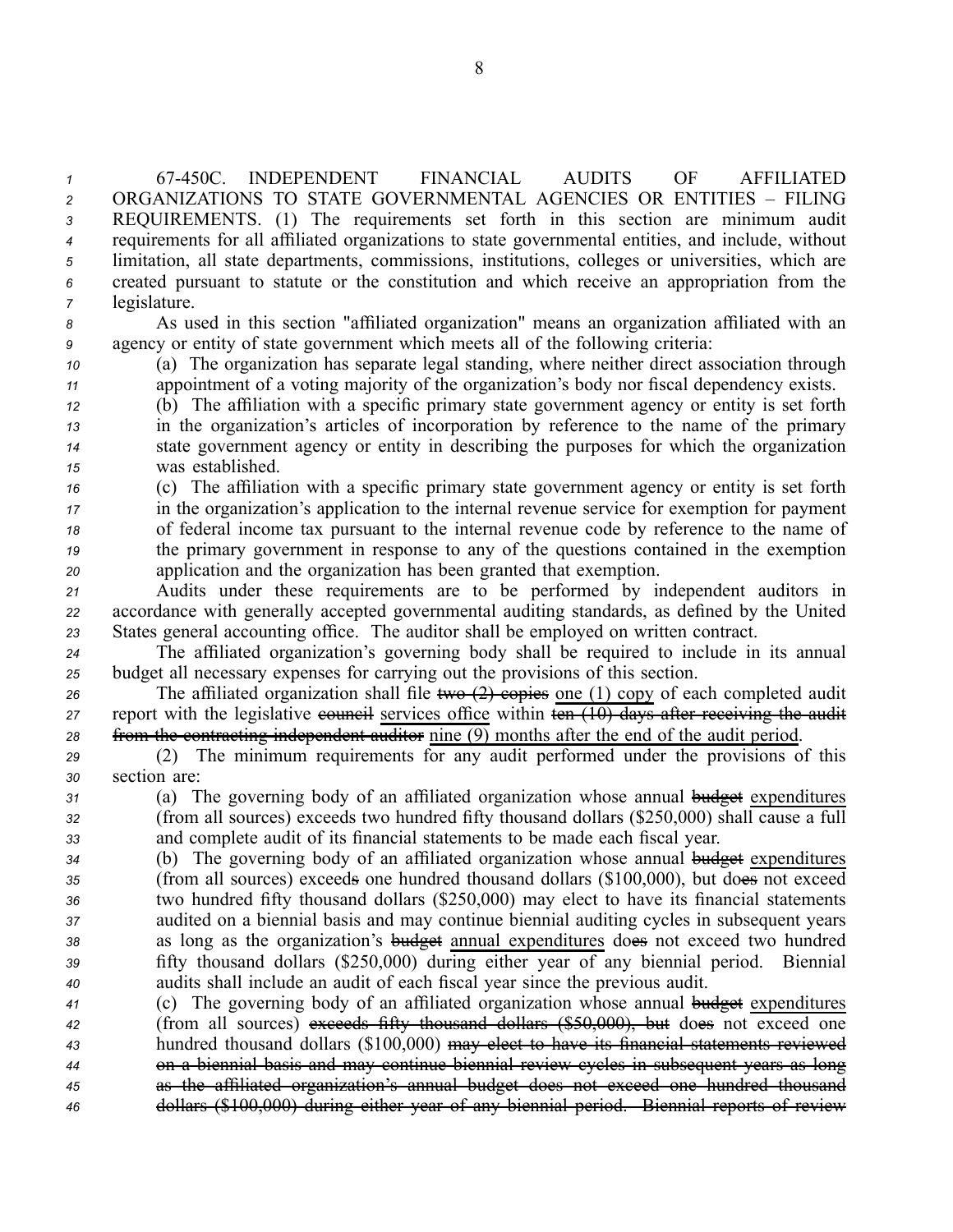67-450C. INDEPENDENT FINANCIAL AUDITS OF AFFILIATED ORGANIZATIONS TO STATE GOVERNMENTAL AGENCIES OR ENTITIES – FILING REQUIREMENTS. (1) The requirements set forth in this section are minimum audit requirements for all affiliated organizations to state governmental entities, and include, without limitation, all state departments, commissions, institutions, colleges or universities, which are created pursuant to statute or the constitution and which receive an appropriation from the legislature.

As used in this section "affiliated organization" means an organization affiliated with an agency or entity of state government which meets all of the following criteria:

(a) The organization has separate legal standing, where neither direct association through appointment of a voting majority of the organization's body nor fiscal dependency exists.

(b) The affiliation with a specific primary state government agency or entity is set forth in the organization's articles of incorporation by reference to the name of the primary state government agency or entity in describing the purposes for which the organization was established.

(c) The affiliation with a specific primary state government agency or entity is set forth in the organization's application to the internal revenue service for exemption for payment of federal income tax pursuant to the internal revenue code by reference to the name of the primary government in response to any of the questions contained in the exemption application and the organization has been granted that exemption.

Audits under these requirements are to be performed by independent auditors in accordance with generally accepted governmental auditing standards, as defined by the United States general accounting office. The auditor shall be employed on written contract.

The affiliated organization's governing body shall be required to include in its annual budget all necessary expenses for carrying out the provisions of this section.

The affiliated organization shall file ~~two (2) copies~~ <u>one (1) copy</u> of each completed audit report with the legislative ~~council~~ <u>services office</u> within ~~ten (10) days after receiving the audit from the contracting independent auditor~~ <u>nine (9) months after the end of the audit period</u>.

(2) The minimum requirements for any audit performed under the provisions of this section are:

(a) The governing body of an affiliated organization whose annual ~~budget~~ <u>expenditures</u> (from all sources) exceeds two hundred fifty thousand dollars ($250,000) shall cause a full and complete audit of its financial statements to be made each fiscal year.

(b) The governing body of an affiliated organization whose annual ~~budget~~ <u>expenditures</u> (from all sources) exceed~~s~~ one hundred thousand dollars ($100,000), but do~~es~~ not exceed two hundred fifty thousand dollars ($250,000) may elect to have its financial statements audited on a biennial basis and may continue biennial auditing cycles in subsequent years as long as the organization's ~~budget~~ <u>annual expenditures</u> do~~es~~ not exceed two hundred fifty thousand dollars ($250,000) during either year of any biennial period. Biennial audits shall include an audit of each fiscal year since the previous audit.

(c) The governing body of an affiliated organization whose annual ~~budget~~ <u>expenditures</u> (from all sources) ~~exceeds fifty thousand dollars ($50,000), but~~ do~~es~~ not exceed one hundred thousand dollars ($100,000) ~~may elect to have its financial statements reviewed on a biennial basis and may continue biennial review cycles in subsequent years as long as the affiliated organization's annual budget does not exceed one hundred thousand dollars ($100,000) during either year of any biennial period. Biennial reports of review~~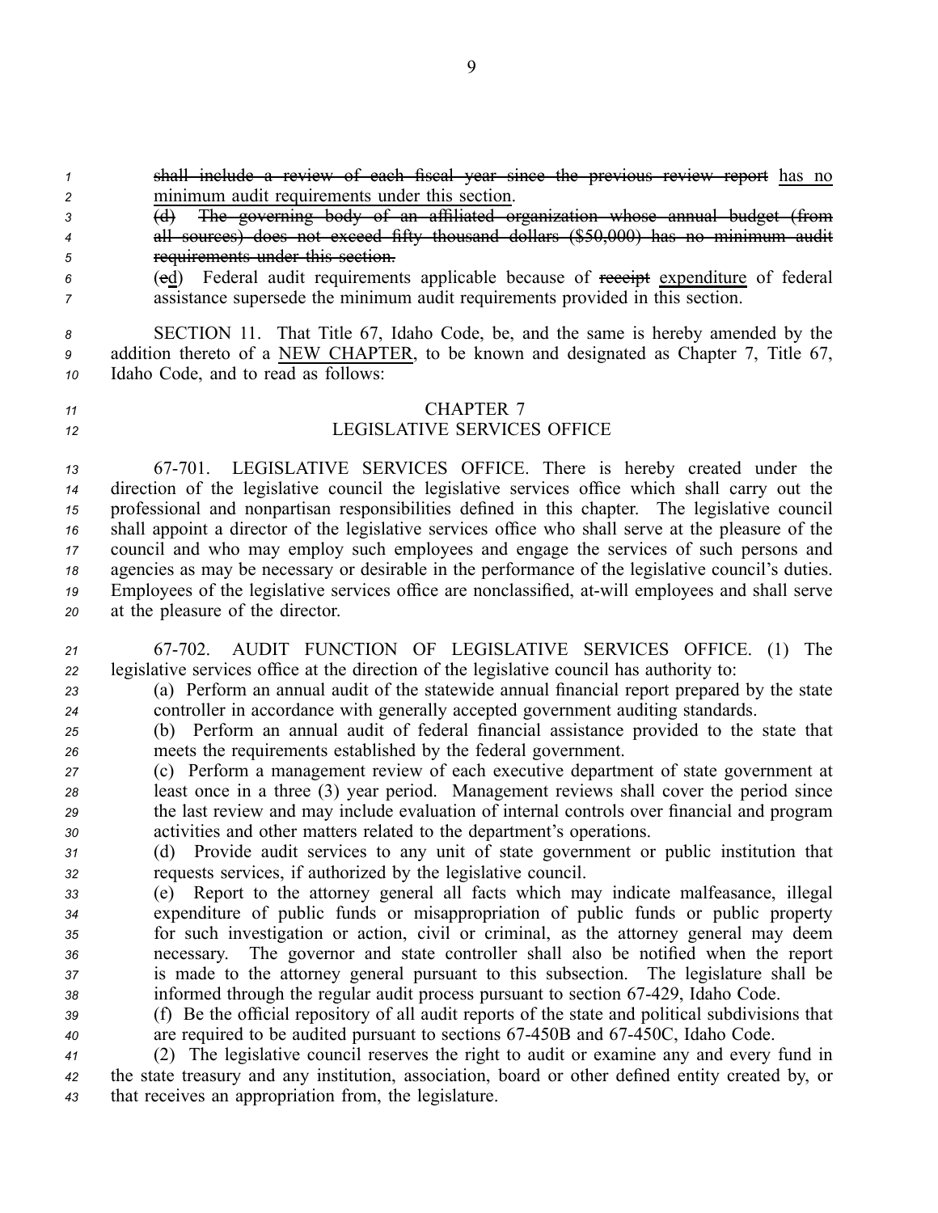~~shall include a review of each fiscal year since the previous review report~~ has no minimum audit requirements under this section.

~~(d) The governing body of an affiliated organization whose annual budget (from all sources) does not exceed fifty thousand dollars ($50,000) has no minimum audit requirements under this section.~~

(~~e~~d) Federal audit requirements applicable because of ~~receipt~~ expenditure of federal assistance supersede the minimum audit requirements provided in this section.

SECTION 11. That Title 67, Idaho Code, be, and the same is hereby amended by the addition thereto of a NEW CHAPTER, to be known and designated as Chapter 7, Title 67, Idaho Code, and to read as follows:

CHAPTER 7
LEGISLATIVE SERVICES OFFICE

67-701. LEGISLATIVE SERVICES OFFICE. There is hereby created under the direction of the legislative council the legislative services office which shall carry out the professional and nonpartisan responsibilities defined in this chapter. The legislative council shall appoint a director of the legislative services office who shall serve at the pleasure of the council and who may employ such employees and engage the services of such persons and agencies as may be necessary or desirable in the performance of the legislative council's duties. Employees of the legislative services office are nonclassified, at-will employees and shall serve at the pleasure of the director.

67-702. AUDIT FUNCTION OF LEGISLATIVE SERVICES OFFICE. (1) The legislative services office at the direction of the legislative council has authority to:

(a) Perform an annual audit of the statewide annual financial report prepared by the state controller in accordance with generally accepted government auditing standards.

(b) Perform an annual audit of federal financial assistance provided to the state that meets the requirements established by the federal government.

(c) Perform a management review of each executive department of state government at least once in a three (3) year period. Management reviews shall cover the period since the last review and may include evaluation of internal controls over financial and program activities and other matters related to the department's operations.

(d) Provide audit services to any unit of state government or public institution that requests services, if authorized by the legislative council.

(e) Report to the attorney general all facts which may indicate malfeasance, illegal expenditure of public funds or misappropriation of public funds or public property for such investigation or action, civil or criminal, as the attorney general may deem necessary. The governor and state controller shall also be notified when the report is made to the attorney general pursuant to this subsection. The legislature shall be informed through the regular audit process pursuant to section 67-429, Idaho Code.

(f) Be the official repository of all audit reports of the state and political subdivisions that are required to be audited pursuant to sections 67-450B and 67-450C, Idaho Code.

(2) The legislative council reserves the right to audit or examine any and every fund in the state treasury and any institution, association, board or other defined entity created by, or that receives an appropriation from, the legislature.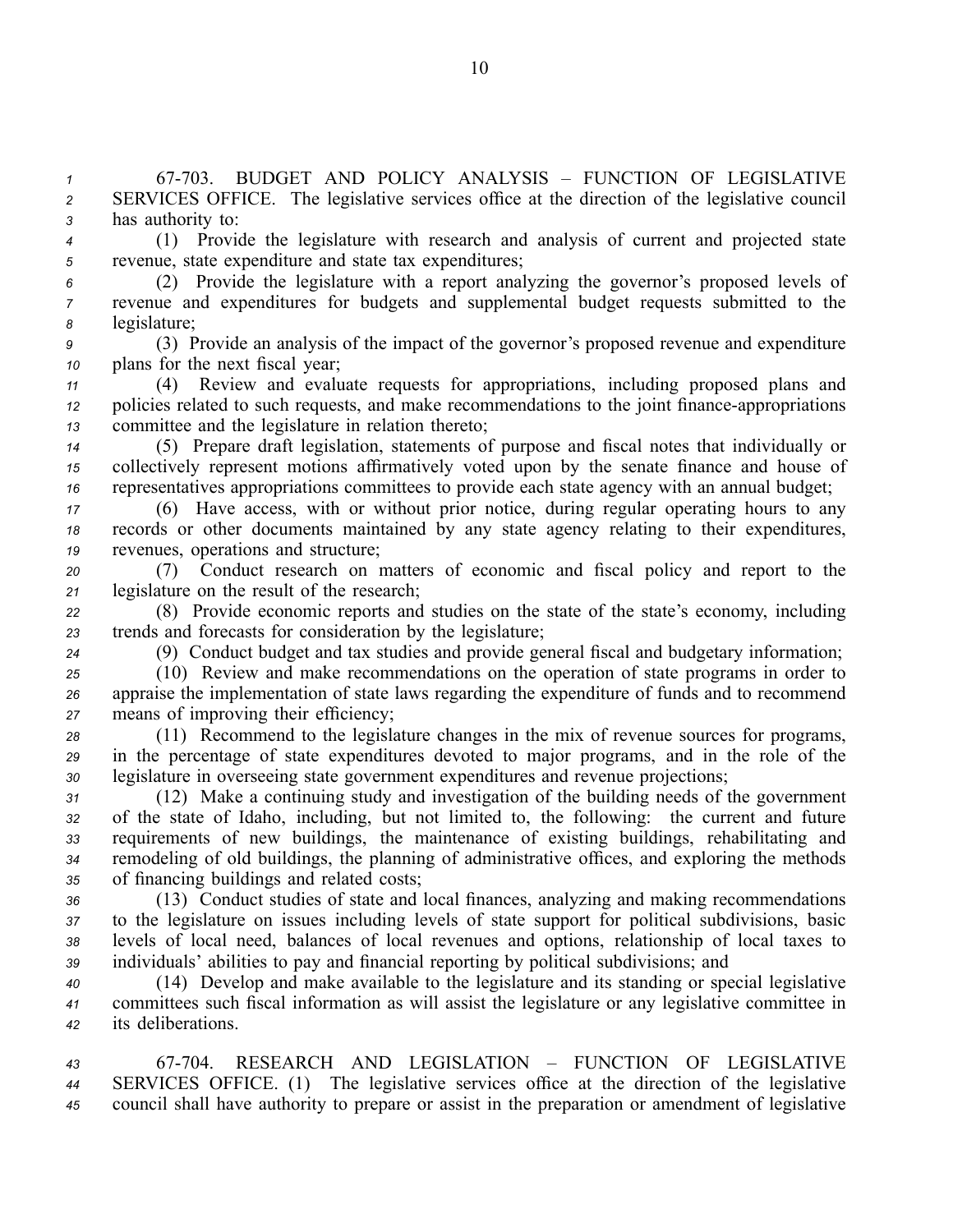67-703. BUDGET AND POLICY ANALYSIS – FUNCTION OF LEGISLATIVE SERVICES OFFICE. The legislative services office at the direction of the legislative council has authority to:

(1) Provide the legislature with research and analysis of current and projected state revenue, state expenditure and state tax expenditures;

(2) Provide the legislature with a report analyzing the governor's proposed levels of revenue and expenditures for budgets and supplemental budget requests submitted to the legislature;

(3) Provide an analysis of the impact of the governor's proposed revenue and expenditure plans for the next fiscal year;

(4) Review and evaluate requests for appropriations, including proposed plans and policies related to such requests, and make recommendations to the joint finance-appropriations committee and the legislature in relation thereto;

(5) Prepare draft legislation, statements of purpose and fiscal notes that individually or collectively represent motions affirmatively voted upon by the senate finance and house of representatives appropriations committees to provide each state agency with an annual budget;

(6) Have access, with or without prior notice, during regular operating hours to any records or other documents maintained by any state agency relating to their expenditures, revenues, operations and structure;

(7) Conduct research on matters of economic and fiscal policy and report to the legislature on the result of the research;

(8) Provide economic reports and studies on the state of the state's economy, including trends and forecasts for consideration by the legislature;

(9) Conduct budget and tax studies and provide general fiscal and budgetary information;

(10) Review and make recommendations on the operation of state programs in order to appraise the implementation of state laws regarding the expenditure of funds and to recommend means of improving their efficiency;

(11) Recommend to the legislature changes in the mix of revenue sources for programs, in the percentage of state expenditures devoted to major programs, and in the role of the legislature in overseeing state government expenditures and revenue projections;

(12) Make a continuing study and investigation of the building needs of the government of the state of Idaho, including, but not limited to, the following: the current and future requirements of new buildings, the maintenance of existing buildings, rehabilitating and remodeling of old buildings, the planning of administrative offices, and exploring the methods of financing buildings and related costs;

(13) Conduct studies of state and local finances, analyzing and making recommendations to the legislature on issues including levels of state support for political subdivisions, basic levels of local need, balances of local revenues and options, relationship of local taxes to individuals' abilities to pay and financial reporting by political subdivisions; and

(14) Develop and make available to the legislature and its standing or special legislative committees such fiscal information as will assist the legislature or any legislative committee in its deliberations.

67-704. RESEARCH AND LEGISLATION – FUNCTION OF LEGISLATIVE SERVICES OFFICE. (1) The legislative services office at the direction of the legislative council shall have authority to prepare or assist in the preparation or amendment of legislative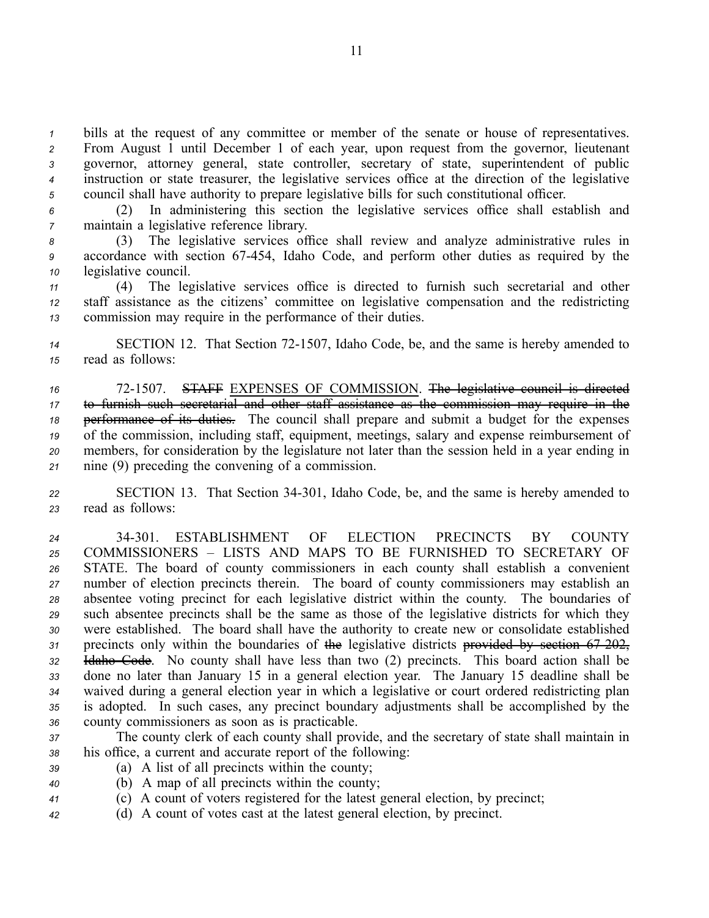bills at the request of any committee or member of the senate or house of representatives. From August 1 until December 1 of each year, upon request from the governor, lieutenant governor, attorney general, state controller, secretary of state, superintendent of public instruction or state treasurer, the legislative services office at the direction of the legislative council shall have authority to prepare legislative bills for such constitutional officer.

(2) In administering this section the legislative services office shall establish and maintain a legislative reference library.

(3) The legislative services office shall review and analyze administrative rules in accordance with section 67-454, Idaho Code, and perform other duties as required by the legislative council.

(4) The legislative services office is directed to furnish such secretarial and other staff assistance as the citizens' committee on legislative compensation and the redistricting commission may require in the performance of their duties.

SECTION 12. That Section 72-1507, Idaho Code, be, and the same is hereby amended to read as follows:

72-1507. ~~STAFF~~ EXPENSES OF COMMISSION. ~~The legislative council is directed to furnish such secretarial and other staff assistance as the commission may require in the performance of its duties.~~ The council shall prepare and submit a budget for the expenses of the commission, including staff, equipment, meetings, salary and expense reimbursement of members, for consideration by the legislature not later than the session held in a year ending in nine (9) preceding the convening of a commission.

SECTION 13. That Section 34-301, Idaho Code, be, and the same is hereby amended to read as follows:

34-301. ESTABLISHMENT OF ELECTION PRECINCTS BY COUNTY COMMISSIONERS – LISTS AND MAPS TO BE FURNISHED TO SECRETARY OF STATE. The board of county commissioners in each county shall establish a convenient number of election precincts therein. The board of county commissioners may establish an absentee voting precinct for each legislative district within the county. The boundaries of such absentee precincts shall be the same as those of the legislative districts for which they were established. The board shall have the authority to create new or consolidate established precincts only within the boundaries of ~~the~~ legislative districts ~~provided by section 67-202, Idaho Code~~. No county shall have less than two (2) precincts. This board action shall be done no later than January 15 in a general election year. The January 15 deadline shall be waived during a general election year in which a legislative or court ordered redistricting plan is adopted. In such cases, any precinct boundary adjustments shall be accomplished by the county commissioners as soon as is practicable.

The county clerk of each county shall provide, and the secretary of state shall maintain in his office, a current and accurate report of the following:

(a) A list of all precincts within the county;
(b) A map of all precincts within the county;
(c) A count of voters registered for the latest general election, by precinct;
(d) A count of votes cast at the latest general election, by precinct.